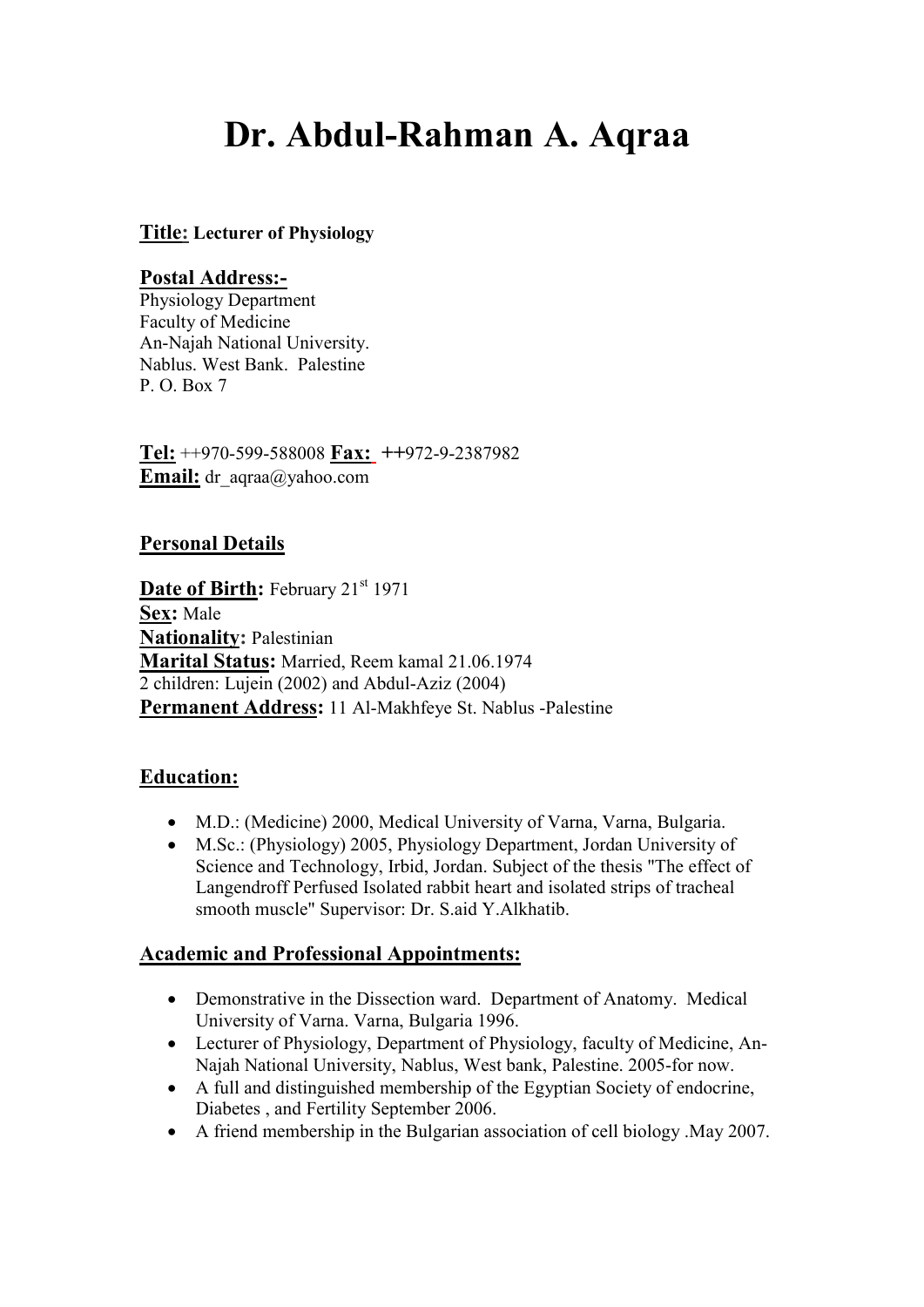# Dr. Abdul-Rahman A. Aqraa

**Title:** **Lecturer of Physiology**

**Postal Address:-**

Physiology Department
Faculty of Medicine
An-Najah National University.
Nablus. West Bank. Palestine
P. O. Box 7

**Tel:** ++970-599-588008 **Fax:** ++972-9-2387982
**Email:** dr_aqraa@yahoo.com

## Personal Details

**Date of Birth:** February 21st 1971
**Sex:** Male
**Nationality:** Palestinian
**Marital Status:** Married, Reem kamal 21.06.1974
2 children: Lujein (2002) and Abdul-Aziz (2004)
**Permanent Address:** 11 Al-Makhfeye St. Nablus -Palestine

## Education:

- M.D.: (Medicine) 2000, Medical University of Varna, Varna, Bulgaria.
- M.Sc.: (Physiology) 2005, Physiology Department, Jordan University of Science and Technology, Irbid, Jordan. Subject of the thesis "The effect of Langendroff Perfused Isolated rabbit heart and isolated strips of tracheal smooth muscle" Supervisor: Dr. S.aid Y.Alkhatib.

## Academic and Professional Appointments:

- Demonstrative in the Dissection ward. Department of Anatomy. Medical University of Varna. Varna, Bulgaria 1996.
- Lecturer of Physiology, Department of Physiology, faculty of Medicine, An-Najah National University, Nablus, West bank, Palestine. 2005-for now.
- A full and distinguished membership of the Egyptian Society of endocrine, Diabetes , and Fertility September 2006.
- A friend membership in the Bulgarian association of cell biology .May 2007.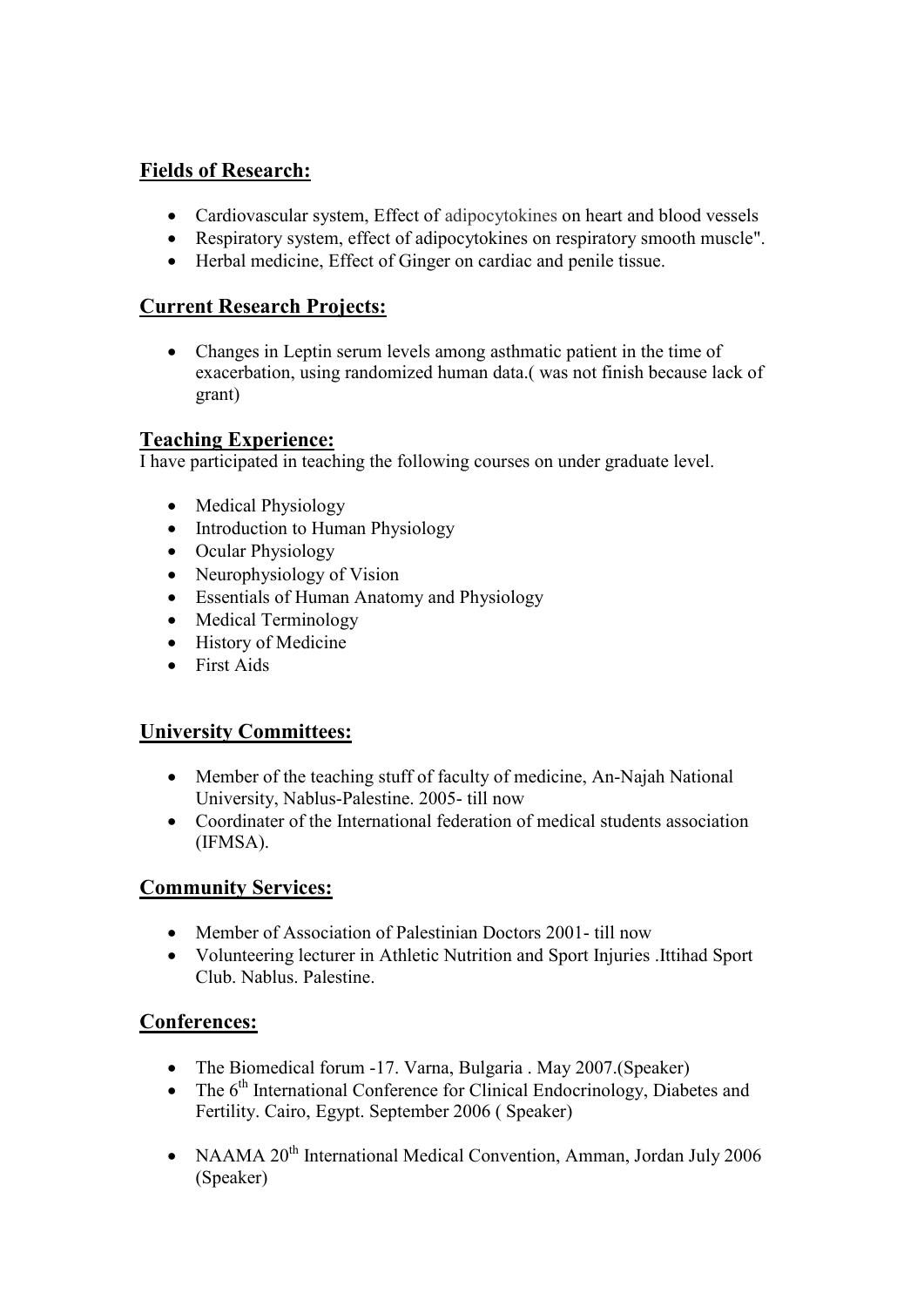## Fields of Research:

- Cardiovascular system, Effect of adipocytokines on heart and blood vessels
- Respiratory system, effect of adipocytokines on respiratory smooth muscle".
- Herbal medicine, Effect of Ginger on cardiac and penile tissue.

## Current Research Projects:

- Changes in Leptin serum levels among asthmatic patient in the time of exacerbation, using randomized human data.( was not finish because lack of grant)

## Teaching Experience:

I have participated in teaching the following courses on under graduate level.

- Medical Physiology
- Introduction to Human Physiology
- Ocular Physiology
- Neurophysiology of Vision
- Essentials of Human Anatomy and Physiology
- Medical Terminology
- History of Medicine
- First Aids

## University Committees:

- Member of the teaching stuff of faculty of medicine, An-Najah National University, Nablus-Palestine. 2005- till now
- Coordinater of the International federation of medical students association (IFMSA).

## Community Services:

- Member of Association of Palestinian Doctors 2001- till now
- Volunteering lecturer in Athletic Nutrition and Sport Injuries .Ittihad Sport Club. Nablus. Palestine.

## Conferences:

- The Biomedical forum -17. Varna, Bulgaria . May 2007.(Speaker)
- The 6th International Conference for Clinical Endocrinology, Diabetes and Fertility. Cairo, Egypt. September 2006 ( Speaker)
- NAAMA 20th International Medical Convention, Amman, Jordan July 2006 (Speaker)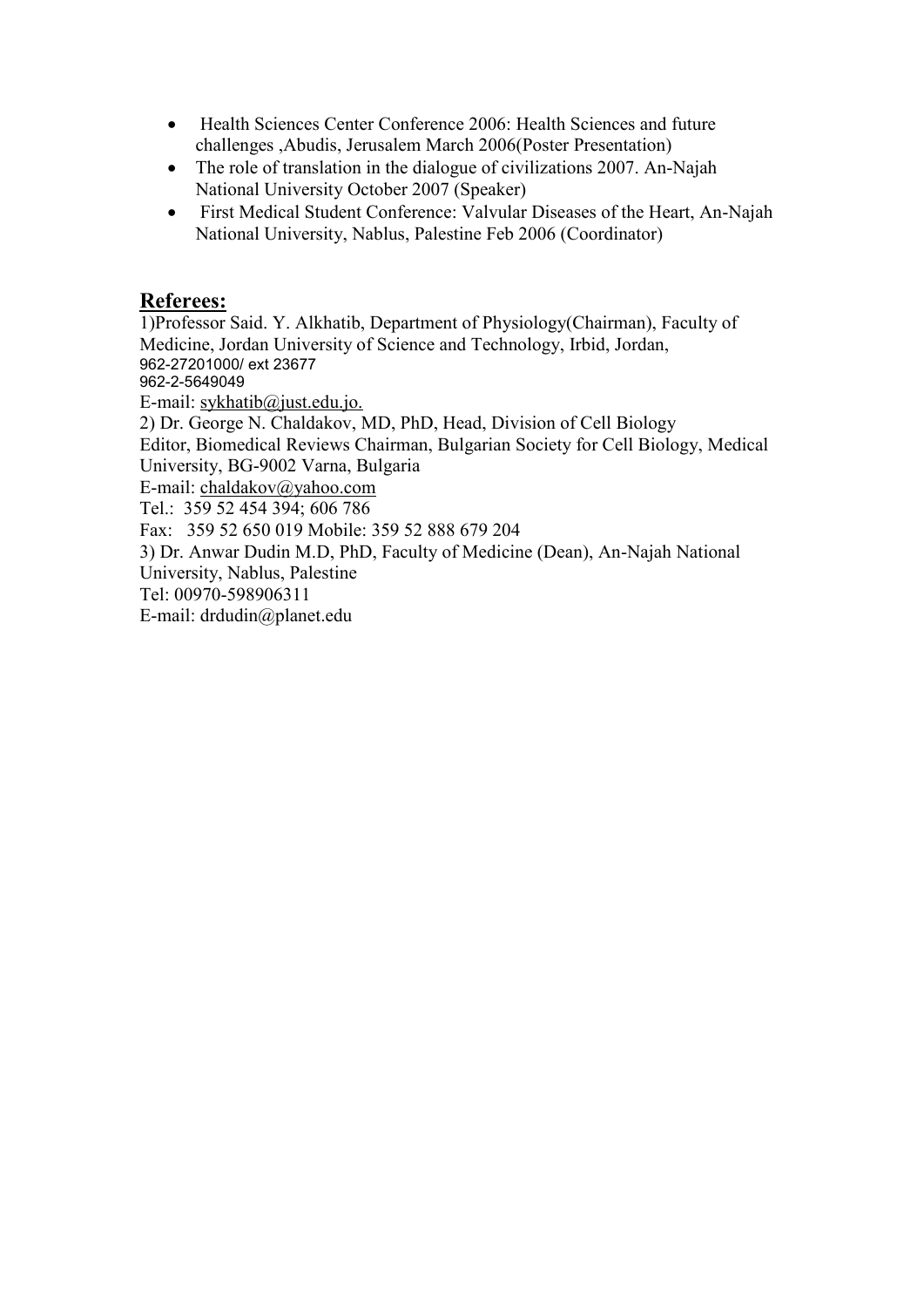- Health Sciences Center Conference 2006: Health Sciences and future challenges ,Abudis, Jerusalem March 2006(Poster Presentation)
- The role of translation in the dialogue of civilizations 2007. An-Najah National University October 2007 (Speaker)
- First Medical Student Conference: Valvular Diseases of the Heart, An-Najah National University, Nablus, Palestine Feb 2006 (Coordinator)

## Referees:

1)Professor Said. Y. Alkhatib, Department of Physiology(Chairman), Faculty of Medicine, Jordan University of Science and Technology, Irbid, Jordan,
962-27201000/ ext 23677
962-2-5649049
E-mail: sykhatib@just.edu.jo.

2) Dr. George N. Chaldakov, MD, PhD, Head, Division of Cell Biology
Editor, Biomedical Reviews Chairman, Bulgarian Society for Cell Biology, Medical University, BG-9002 Varna, Bulgaria
E-mail: chaldakov@yahoo.com
Tel.: 359 52 454 394; 606 786
Fax: 359 52 650 019 Mobile: 359 52 888 679 204

3) Dr. Anwar Dudin M.D, PhD, Faculty of Medicine (Dean), An-Najah National University, Nablus, Palestine
Tel: 00970-598906311
E-mail: drdudin@planet.edu